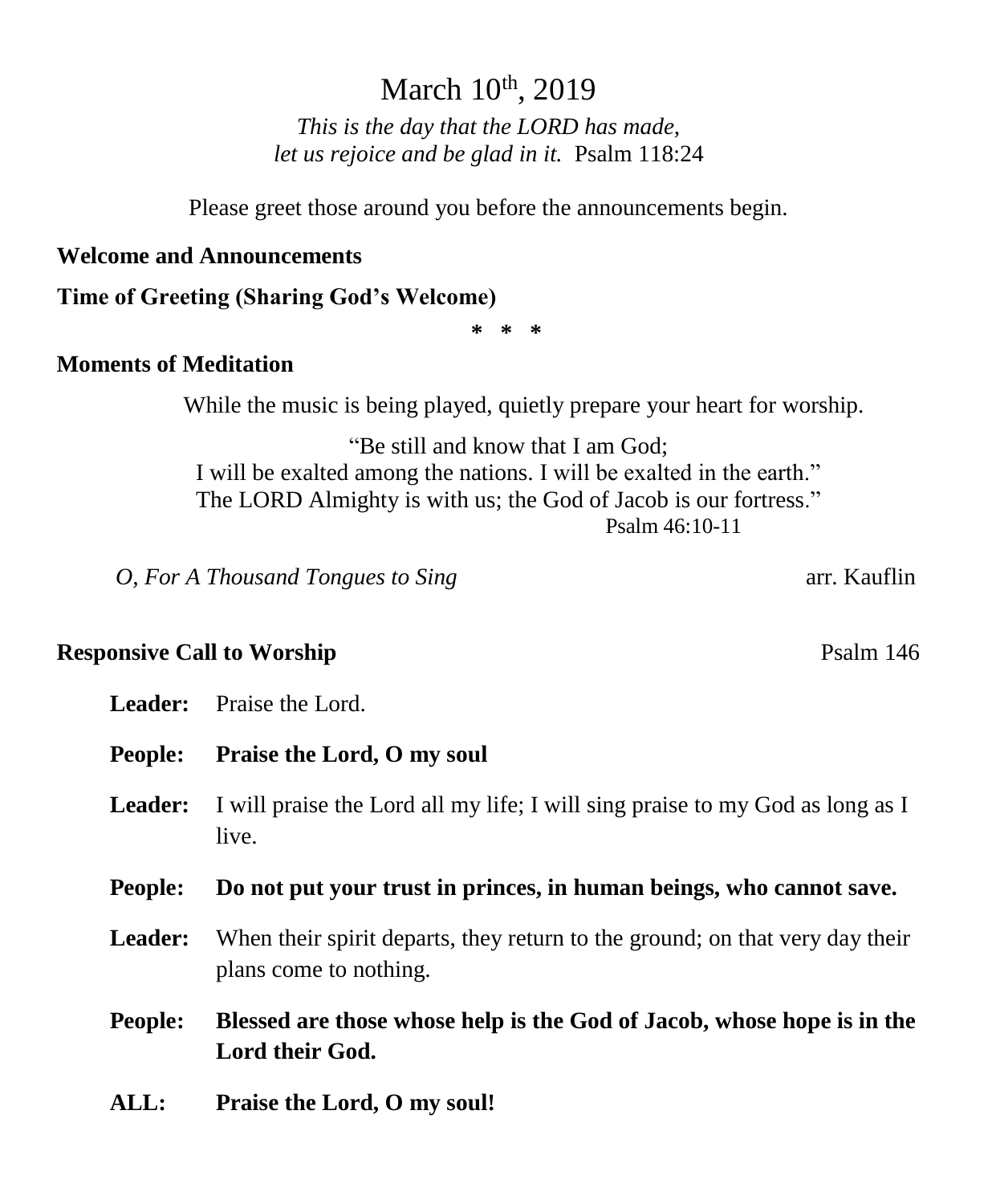# March 10th, 2019

*This is the day that the LORD has made,*
*let us rejoice and be glad in it.* Psalm 118:24

Please greet those around you before the announcements begin.

**Welcome and Announcements**

**Time of Greeting (Sharing God's Welcome)**

\* \* \*

**Moments of Meditation**

While the music is being played, quietly prepare your heart for worship.

"Be still and know that I am God;
I will be exalted among the nations. I will be exalted in the earth."
The LORD Almighty is with us; the God of Jacob is our fortress."
Psalm 46:10-11

*O, For A Thousand Tongues to Sing* arr. Kauflin

**Responsive Call to Worship** Psalm 146

**Leader:** Praise the Lord.

**People:** **Praise the Lord, O my soul**

**Leader:** I will praise the Lord all my life; I will sing praise to my God as long as I live.

**People:** **Do not put your trust in princes, in human beings, who cannot save.**

**Leader:** When their spirit departs, they return to the ground; on that very day their plans come to nothing.

**People:** **Blessed are those whose help is the God of Jacob, whose hope is in the Lord their God.**

**ALL:** **Praise the Lord, O my soul!**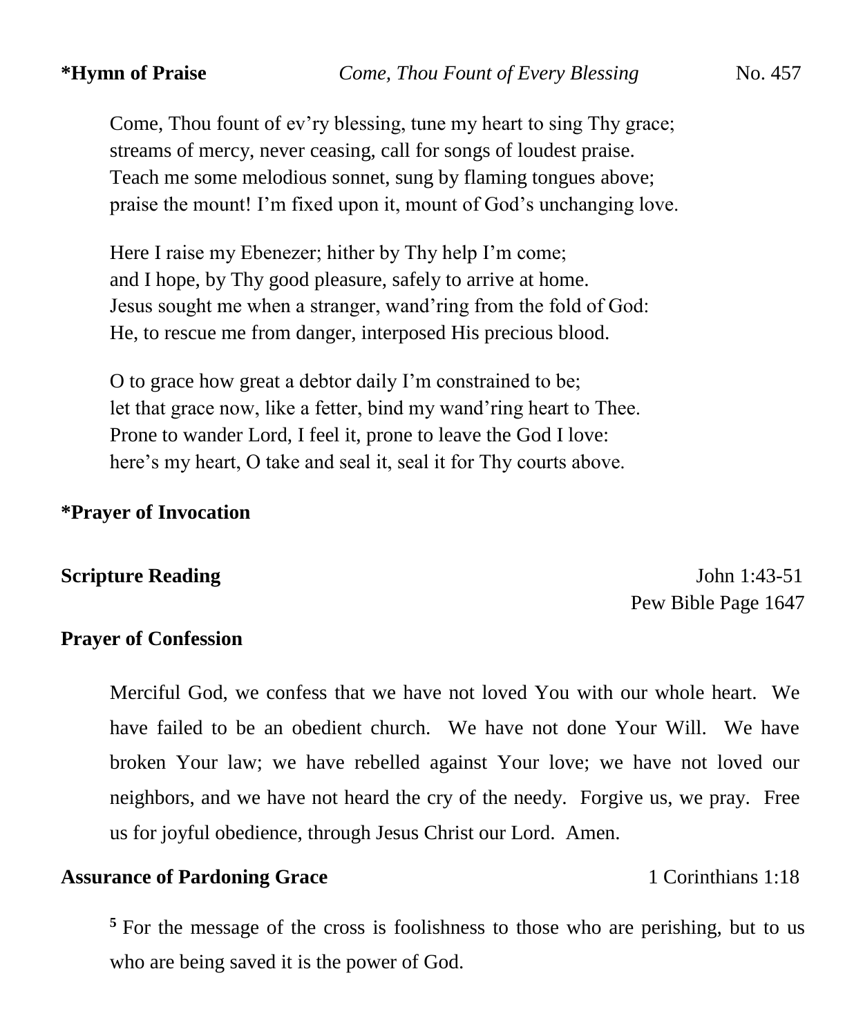**\*Hymn of Praise** *Come, Thou Fount of Every Blessing* No. 457

Come, Thou fount of ev'ry blessing, tune my heart to sing Thy grace;
streams of mercy, never ceasing, call for songs of loudest praise.
Teach me some melodious sonnet, sung by flaming tongues above;
praise the mount! I'm fixed upon it, mount of God's unchanging love.

Here I raise my Ebenezer; hither by Thy help I'm come;
and I hope, by Thy good pleasure, safely to arrive at home.
Jesus sought me when a stranger, wand'ring from the fold of God:
He, to rescue me from danger, interposed His precious blood.

O to grace how great a debtor daily I'm constrained to be;
let that grace now, like a fetter, bind my wand'ring heart to Thee.
Prone to wander Lord, I feel it, prone to leave the God I love:
here's my heart, O take and seal it, seal it for Thy courts above.

**\*Prayer of Invocation**

**Scripture Reading** John 1:43-51
Pew Bible Page 1647

**Prayer of Confession**

Merciful God, we confess that we have not loved You with our whole heart. We have failed to be an obedient church. We have not done Your Will. We have broken Your law; we have rebelled against Your love; we have not loved our neighbors, and we have not heard the cry of the needy. Forgive us, we pray. Free us for joyful obedience, through Jesus Christ our Lord. Amen.

**Assurance of Pardoning Grace** 1 Corinthians 1:18

[5] For the message of the cross is foolishness to those who are perishing, but to us who are being saved it is the power of God.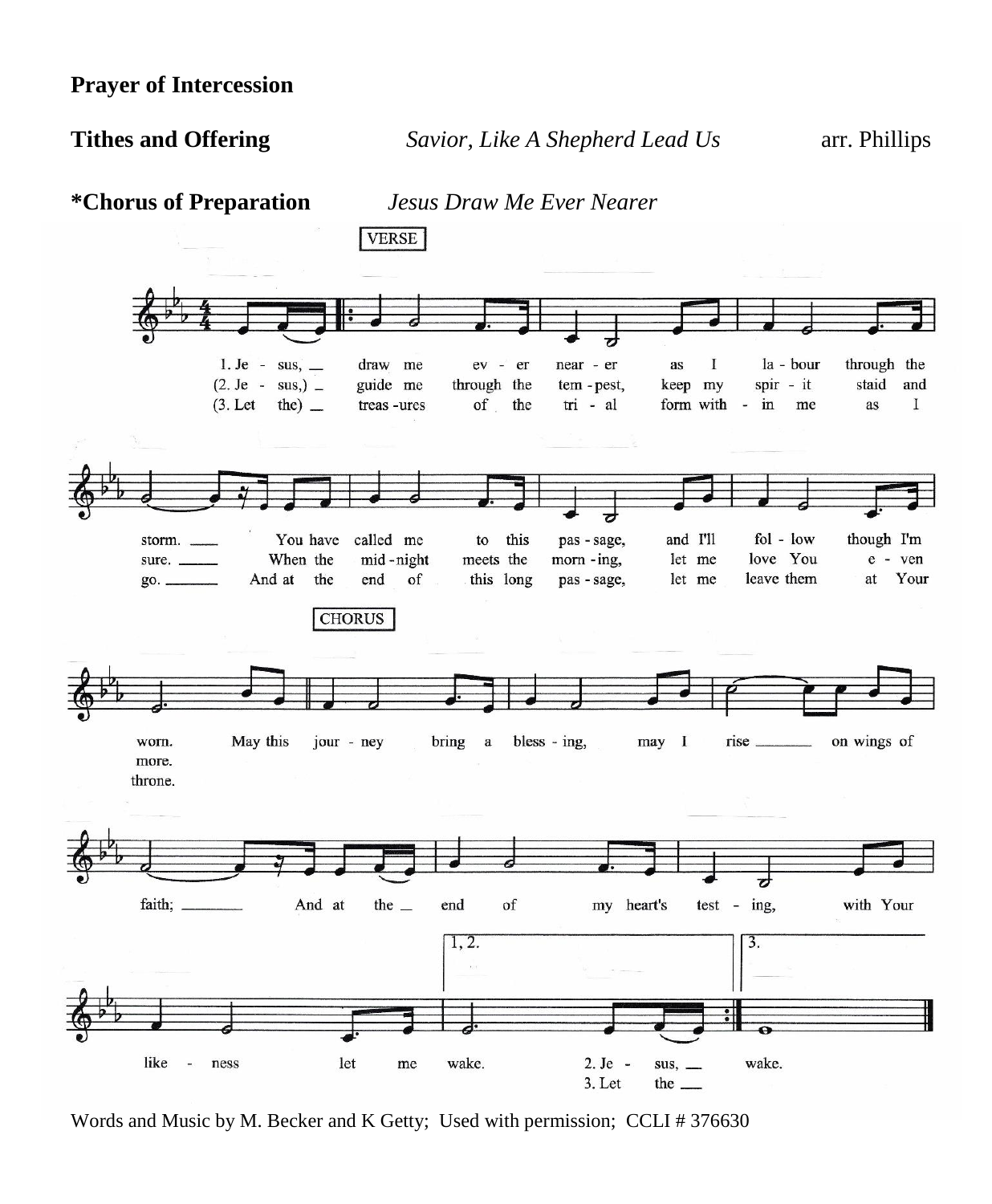**Prayer of Intercession**

**Tithes and Offering** *Savior, Like A Shepherd Lead Us* arr. Phillips

**\*Chorus of Preparation** *Jesus Draw Me Ever Nearer*

Words and Music by M. Becker and K Getty; Used with permission; CCLI # 376630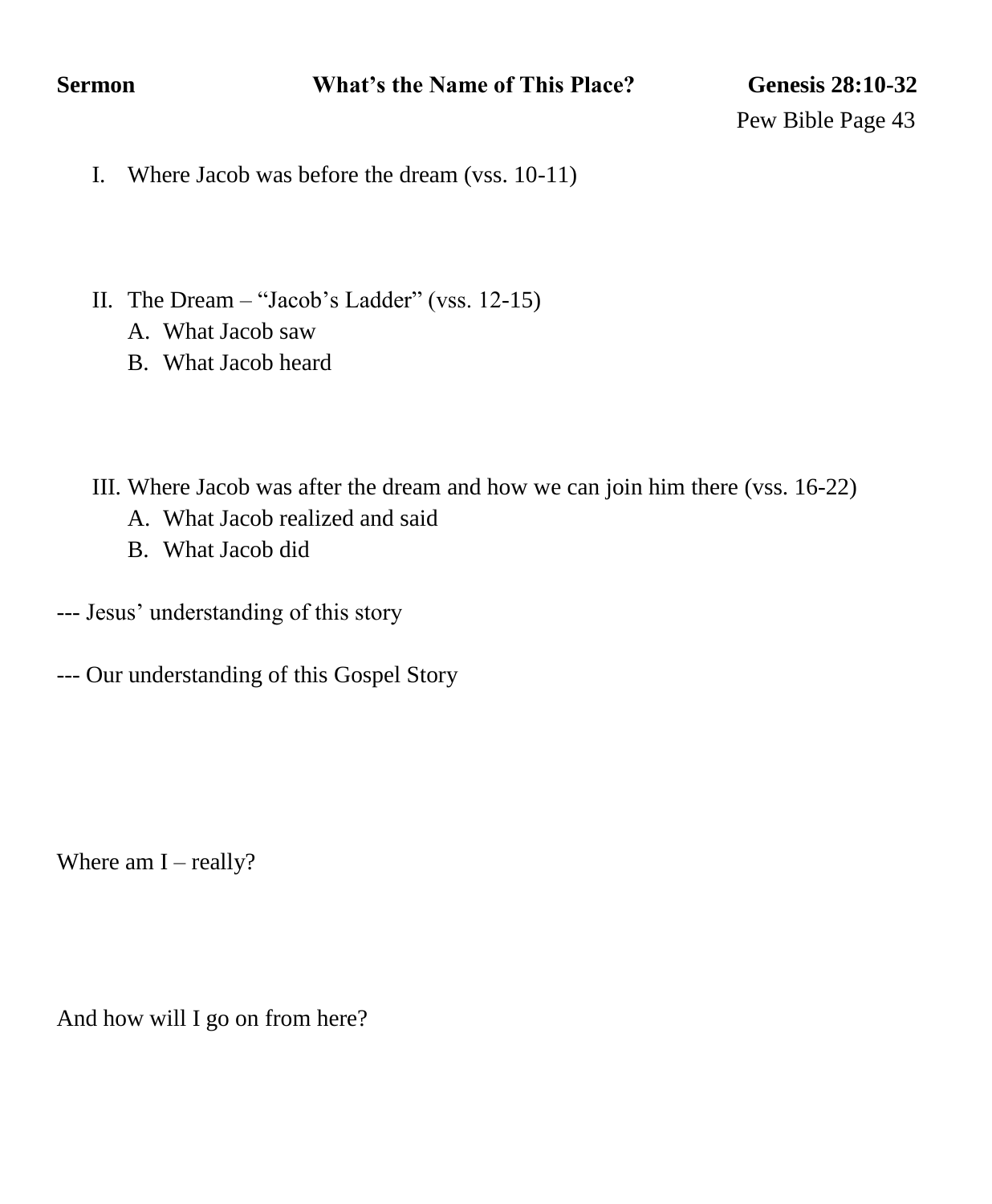**Sermon** **What's the Name of This Place?** **Genesis 28:10-32**

Pew Bible Page 43

I. Where Jacob was before the dream (vss. 10-11)

II. The Dream – "Jacob's Ladder" (vss. 12-15)
   A. What Jacob saw
   B. What Jacob heard

III. Where Jacob was after the dream and how we can join him there (vss. 16-22)
   A. What Jacob realized and said
   B. What Jacob did

--- Jesus' understanding of this story

--- Our understanding of this Gospel Story

Where am I – really?

And how will I go on from here?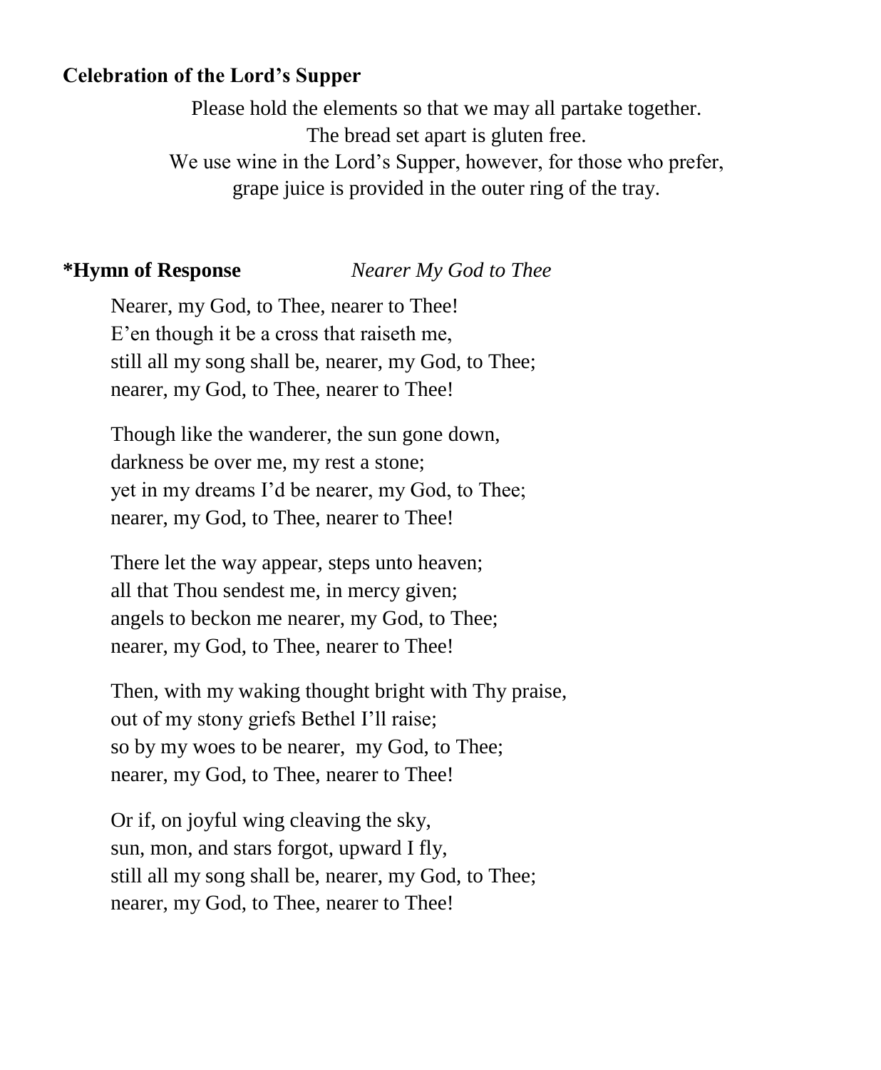**Celebration of the Lord's Supper**

Please hold the elements so that we may all partake together.
The bread set apart is gluten free.
We use wine in the Lord's Supper, however, for those who prefer,
grape juice is provided in the outer ring of the tray.

**\*Hymn of Response** *Nearer My God to Thee*

Nearer, my God, to Thee, nearer to Thee!
E'en though it be a cross that raiseth me,
still all my song shall be, nearer, my God, to Thee;
nearer, my God, to Thee, nearer to Thee!

Though like the wanderer, the sun gone down,
darkness be over me, my rest a stone;
yet in my dreams I'd be nearer, my God, to Thee;
nearer, my God, to Thee, nearer to Thee!

There let the way appear, steps unto heaven;
all that Thou sendest me, in mercy given;
angels to beckon me nearer, my God, to Thee;
nearer, my God, to Thee, nearer to Thee!

Then, with my waking thought bright with Thy praise,
out of my stony griefs Bethel I'll raise;
so by my woes to be nearer, my God, to Thee;
nearer, my God, to Thee, nearer to Thee!

Or if, on joyful wing cleaving the sky,
sun, mon, and stars forgot, upward I fly,
still all my song shall be, nearer, my God, to Thee;
nearer, my God, to Thee, nearer to Thee!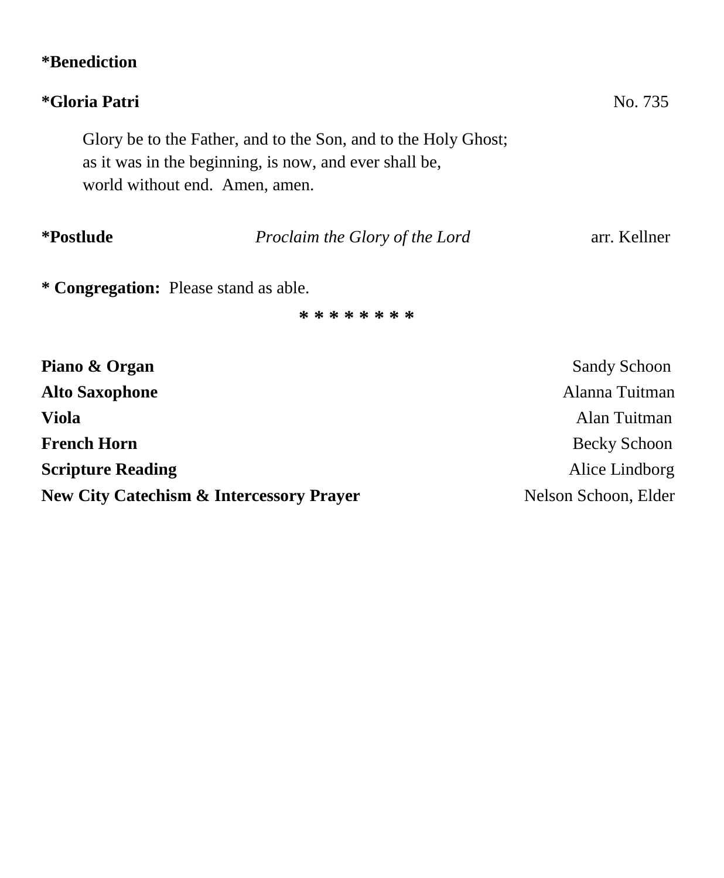**\*Benediction**

**\*Gloria Patri** No. 735

Glory be to the Father, and to the Son, and to the Holy Ghost;
as it was in the beginning, is now, and ever shall be,
world without end. Amen, amen.

**\*Postlude** *Proclaim the Glory of the Lord* arr. Kellner

**\* Congregation:** Please stand as able.

\* \* \* \* \* \* \* \* \*

**Piano & Organ** Sandy Schoon
**Alto Saxophone** Alanna Tuitman
**Viola** Alan Tuitman
**French Horn** Becky Schoon
**Scripture Reading** Alice Lindborg
**New City Catechism & Intercessory Prayer** Nelson Schoon, Elder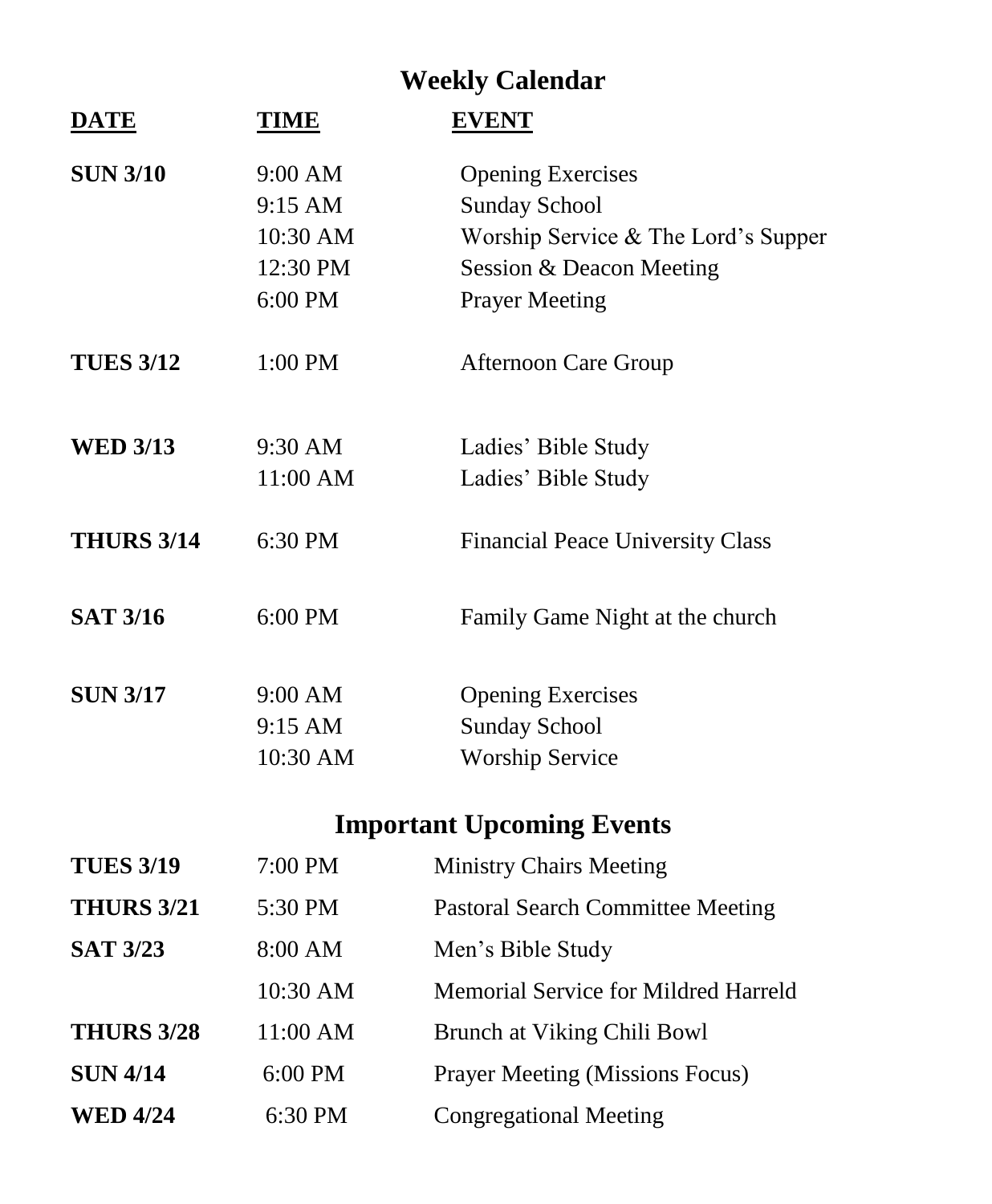## Weekly Calendar

| DATE | TIME | EVENT |
|---|---|---|
| **SUN 3/10** | 9:00 AM | Opening Exercises |
| | 9:15 AM | Sunday School |
| | 10:30 AM | Worship Service & The Lord's Supper |
| | 12:30 PM | Session & Deacon Meeting |
| | 6:00 PM | Prayer Meeting |
| **TUES 3/12** | 1:00 PM | Afternoon Care Group |
| **WED 3/13** | 9:30 AM | Ladies' Bible Study |
| | 11:00 AM | Ladies' Bible Study |
| **THURS 3/14** | 6:30 PM | Financial Peace University Class |
| **SAT 3/16** | 6:00 PM | Family Game Night at the church |
| **SUN 3/17** | 9:00 AM | Opening Exercises |
| | 9:15 AM | Sunday School |
| | 10:30 AM | Worship Service |

## Important Upcoming Events

| | | |
|---|---|---|
| **TUES 3/19** | 7:00 PM | Ministry Chairs Meeting |
| **THURS 3/21** | 5:30 PM | Pastoral Search Committee Meeting |
| **SAT 3/23** | 8:00 AM | Men's Bible Study |
| | 10:30 AM | Memorial Service for Mildred Harreld |
| **THURS 3/28** | 11:00 AM | Brunch at Viking Chili Bowl |
| **SUN 4/14** | 6:00 PM | Prayer Meeting (Missions Focus) |
| **WED 4/24** | 6:30 PM | Congregational Meeting |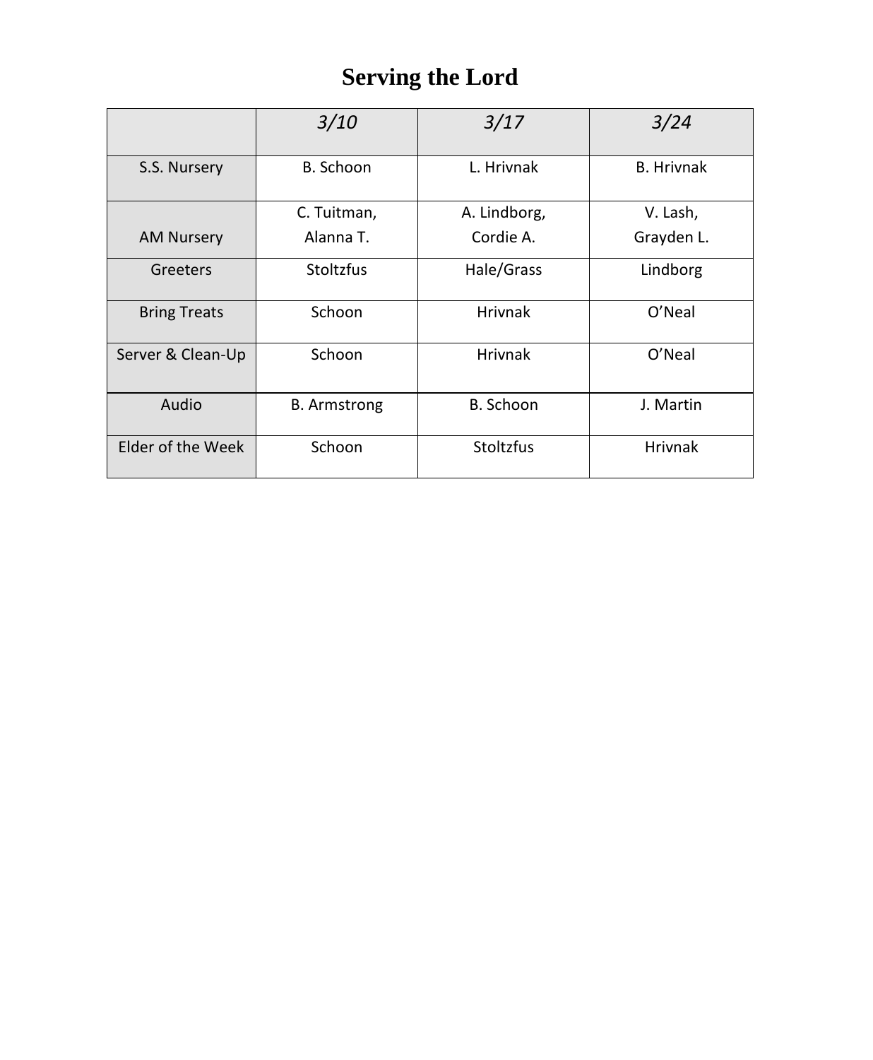# Serving the Lord

| | *3/10* | *3/17* | *3/24* |
|---|---|---|---|
| S.S. Nursery | B. Schoon | L. Hrivnak | B. Hrivnak |
| AM Nursery | C. Tuitman, Alanna T. | A. Lindborg, Cordie A. | V. Lash, Grayden L. |
| Greeters | Stoltzfus | Hale/Grass | Lindborg |
| Bring Treats | Schoon | Hrivnak | O'Neal |
| Server & Clean-Up | Schoon | Hrivnak | O'Neal |
| Audio | B. Armstrong | B. Schoon | J. Martin |
| Elder of the Week | Schoon | Stoltzfus | Hrivnak |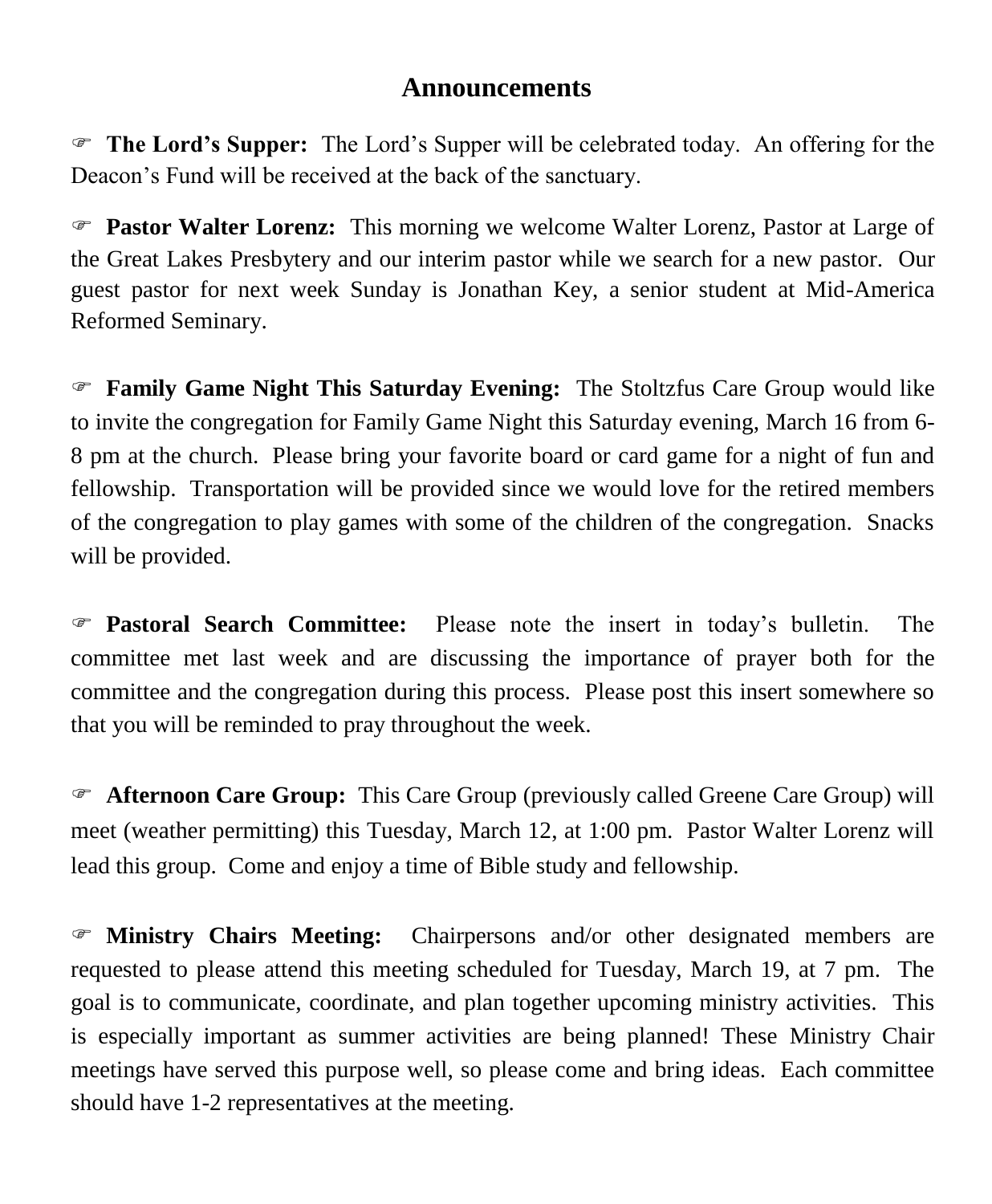# Announcements

☞ **The Lord's Supper:** The Lord's Supper will be celebrated today. An offering for the Deacon's Fund will be received at the back of the sanctuary.

☞ **Pastor Walter Lorenz:** This morning we welcome Walter Lorenz, Pastor at Large of the Great Lakes Presbytery and our interim pastor while we search for a new pastor. Our guest pastor for next week Sunday is Jonathan Key, a senior student at Mid-America Reformed Seminary.

☞ **Family Game Night This Saturday Evening:** The Stoltzfus Care Group would like to invite the congregation for Family Game Night this Saturday evening, March 16 from 6-8 pm at the church. Please bring your favorite board or card game for a night of fun and fellowship. Transportation will be provided since we would love for the retired members of the congregation to play games with some of the children of the congregation. Snacks will be provided.

☞ **Pastoral Search Committee:** Please note the insert in today's bulletin. The committee met last week and are discussing the importance of prayer both for the committee and the congregation during this process. Please post this insert somewhere so that you will be reminded to pray throughout the week.

☞ **Afternoon Care Group:** This Care Group (previously called Greene Care Group) will meet (weather permitting) this Tuesday, March 12, at 1:00 pm. Pastor Walter Lorenz will lead this group. Come and enjoy a time of Bible study and fellowship.

☞ **Ministry Chairs Meeting:** Chairpersons and/or other designated members are requested to please attend this meeting scheduled for Tuesday, March 19, at 7 pm. The goal is to communicate, coordinate, and plan together upcoming ministry activities. This is especially important as summer activities are being planned! These Ministry Chair meetings have served this purpose well, so please come and bring ideas. Each committee should have 1-2 representatives at the meeting.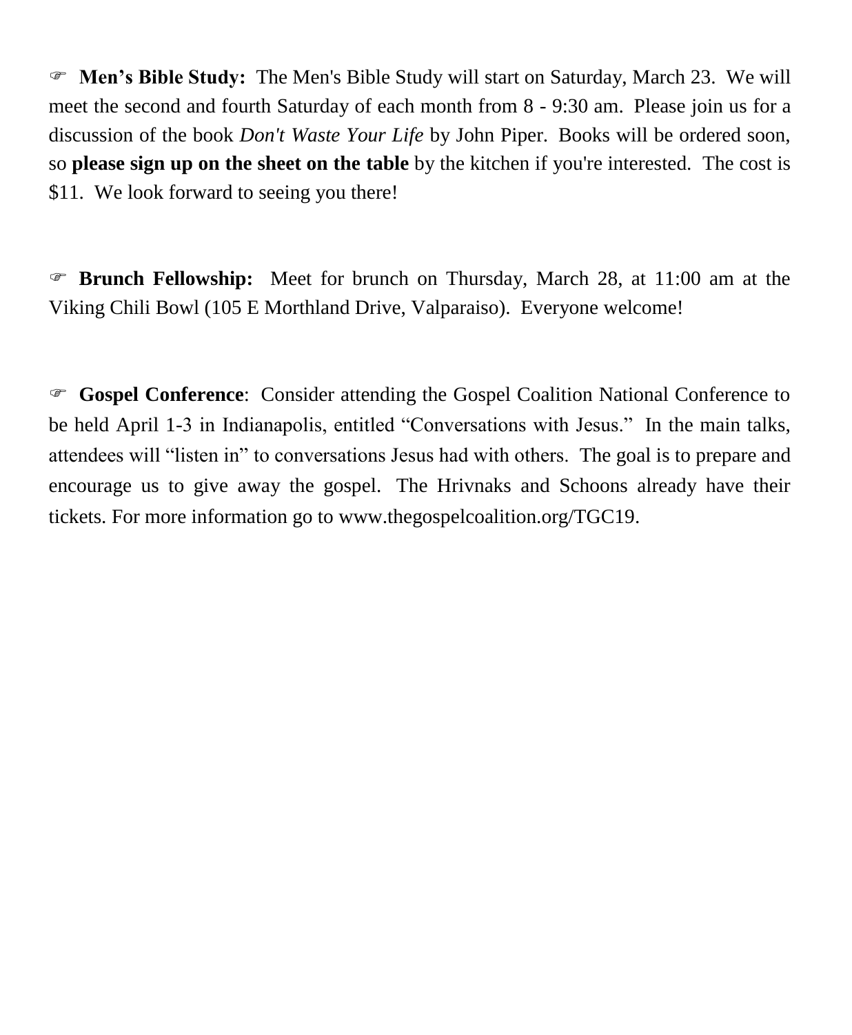☞ **Men's Bible Study:** The Men's Bible Study will start on Saturday, March 23. We will meet the second and fourth Saturday of each month from 8 - 9:30 am. Please join us for a discussion of the book *Don't Waste Your Life* by John Piper. Books will be ordered soon, so **please sign up on the sheet on the table** by the kitchen if you're interested. The cost is $11. We look forward to seeing you there!

☞ **Brunch Fellowship:** Meet for brunch on Thursday, March 28, at 11:00 am at the Viking Chili Bowl (105 E Morthland Drive, Valparaiso). Everyone welcome!

☞ **Gospel Conference**: Consider attending the Gospel Coalition National Conference to be held April 1-3 in Indianapolis, entitled "Conversations with Jesus." In the main talks, attendees will "listen in" to conversations Jesus had with others. The goal is to prepare and encourage us to give away the gospel. The Hrivnaks and Schoons already have their tickets. For more information go to www.thegospelcoalition.org/TGC19.